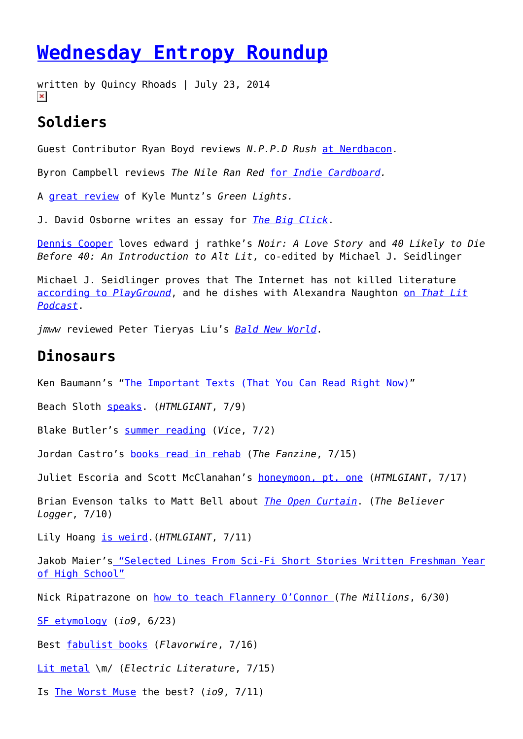# Wednesday Entropy Roundup

written by Quincy Rhoads | July 23, 2014

## Soldiers

Guest Contributor Ryan Boyd reviews *N.P.P.D Rush* at Nerdbacon.

Byron Campbell reviews *The Nile Ran Red* for *Indie Cardboard.*

A great review of Kyle Muntz's *Green Lights.*

J. David Osborne writes an essay for *The Big Click*.

Dennis Cooper loves edward j rathke's *Noir: A Love Story* and *40 Likely to Die Before 40: An Introduction to Alt Lit*, co-edited by Michael J. Seidlinger

Michael J. Seidlinger proves that The Internet has not killed literature according to *PlayGround*, and he dishes with Alexandra Naughton on *That Lit Podcast*.

*jmww* reviewed Peter Tieryas Liu's *Bald New World*.

## Dinosaurs

Ken Baumann's "The Important Texts (That You Can Read Right Now)"

Beach Sloth speaks. (*HTMLGIANT*, 7/9)

Blake Butler's summer reading (*Vice*, 7/2)

Jordan Castro's books read in rehab (*The Fanzine*, 7/15)

Juliet Escoria and Scott McClanahan's honeymoon, pt. one (*HTMLGIANT*, 7/17)

Brian Evenson talks to Matt Bell about *The Open Curtain*. (*The Believer Logger*, 7/10)

Lily Hoang is weird.(*HTMLGIANT*, 7/11)

Jakob Maier's "Selected Lines From Sci-Fi Short Stories Written Freshman Year of High School"

Nick Ripatrazone on how to teach Flannery O'Connor (*The Millions*, 6/30)

SF etymology (*io9*, 6/23)

Best fabulist books (*Flavorwire*, 7/16)

Lit metal \m/ (*Electric Literature*, 7/15)

Is The Worst Muse the best? (*io9*, 7/11)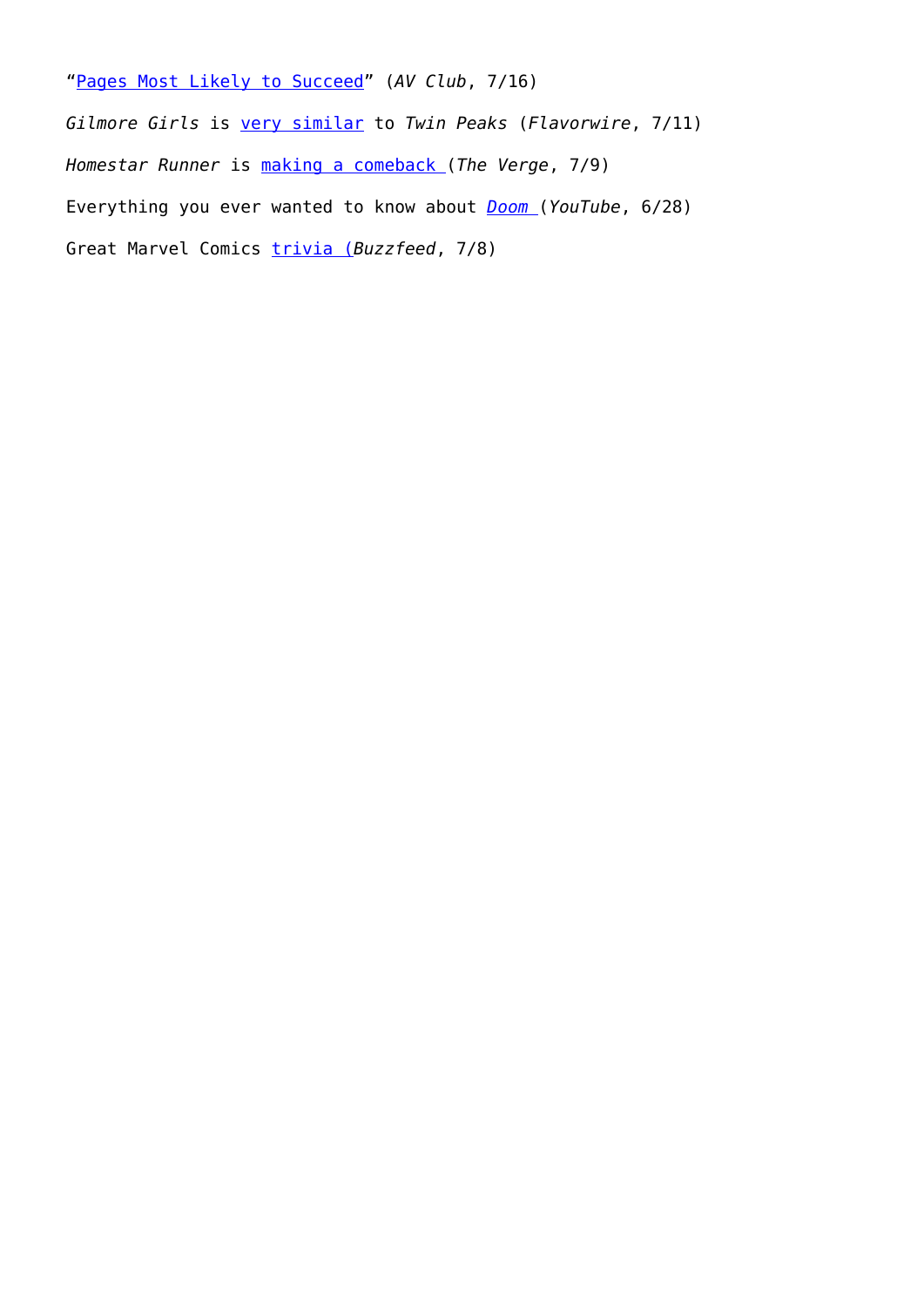"Pages Most Likely to Succeed" (*AV Club*, 7/16)

*Gilmore Girls* is very similar to *Twin Peaks* (*Flavorwire*, 7/11)

*Homestar Runner* is making a comeback (*The Verge*, 7/9)

Everything you ever wanted to know about *Doom* (*YouTube*, 6/28)

Great Marvel Comics trivia (*Buzzfeed*, 7/8)